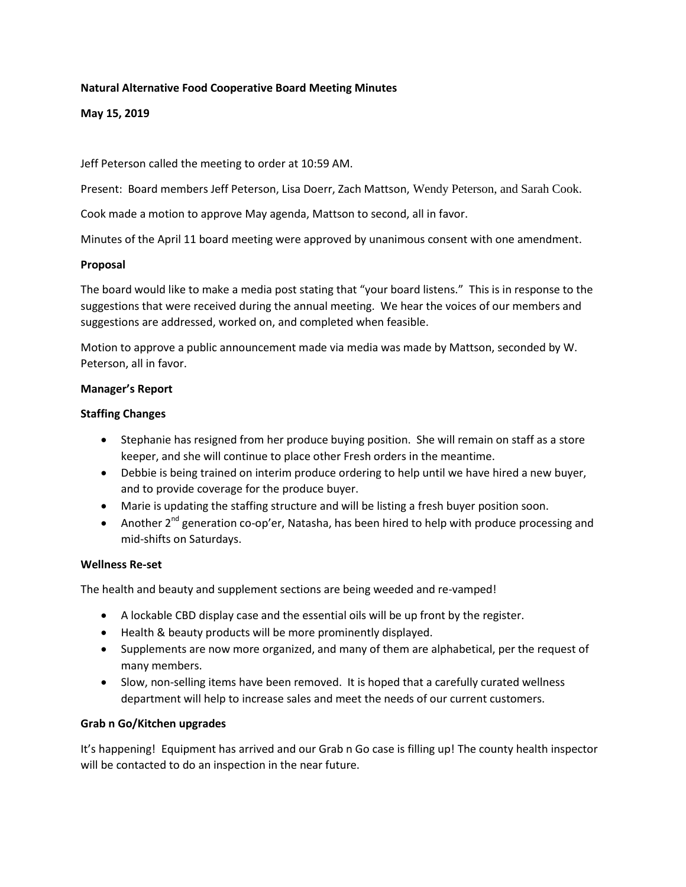**Natural Alternative Food Cooperative Board Meeting Minutes**

**May 15, 2019**

Jeff Peterson called the meeting to order at 10:59 AM.

Present: Board members Jeff Peterson, Lisa Doerr, Zach Mattson, Wendy Peterson, and Sarah Cook.

Cook made a motion to approve May agenda, Mattson to second, all in favor.

Minutes of the April 11 board meeting were approved by unanimous consent with one amendment.

**Proposal**

The board would like to make a media post stating that "your board listens." This is in response to the suggestions that were received during the annual meeting. We hear the voices of our members and suggestions are addressed, worked on, and completed when feasible.

Motion to approve a public announcement made via media was made by Mattson, seconded by W. Peterson, all in favor.

**Manager's Report**

**Staffing Changes**

- Stephanie has resigned from her produce buying position. She will remain on staff as a store keeper, and she will continue to place other Fresh orders in the meantime.
- Debbie is being trained on interim produce ordering to help until we have hired a new buyer, and to provide coverage for the produce buyer.
- Marie is updating the staffing structure and will be listing a fresh buyer position soon.
- Another 2nd generation co-op'er, Natasha, has been hired to help with produce processing and mid-shifts on Saturdays.

**Wellness Re-set**

The health and beauty and supplement sections are being weeded and re-vamped!

- A lockable CBD display case and the essential oils will be up front by the register.
- Health & beauty products will be more prominently displayed.
- Supplements are now more organized, and many of them are alphabetical, per the request of many members.
- Slow, non-selling items have been removed. It is hoped that a carefully curated wellness department will help to increase sales and meet the needs of our current customers.

**Grab n Go/Kitchen upgrades**

It's happening! Equipment has arrived and our Grab n Go case is filling up! The county health inspector will be contacted to do an inspection in the near future.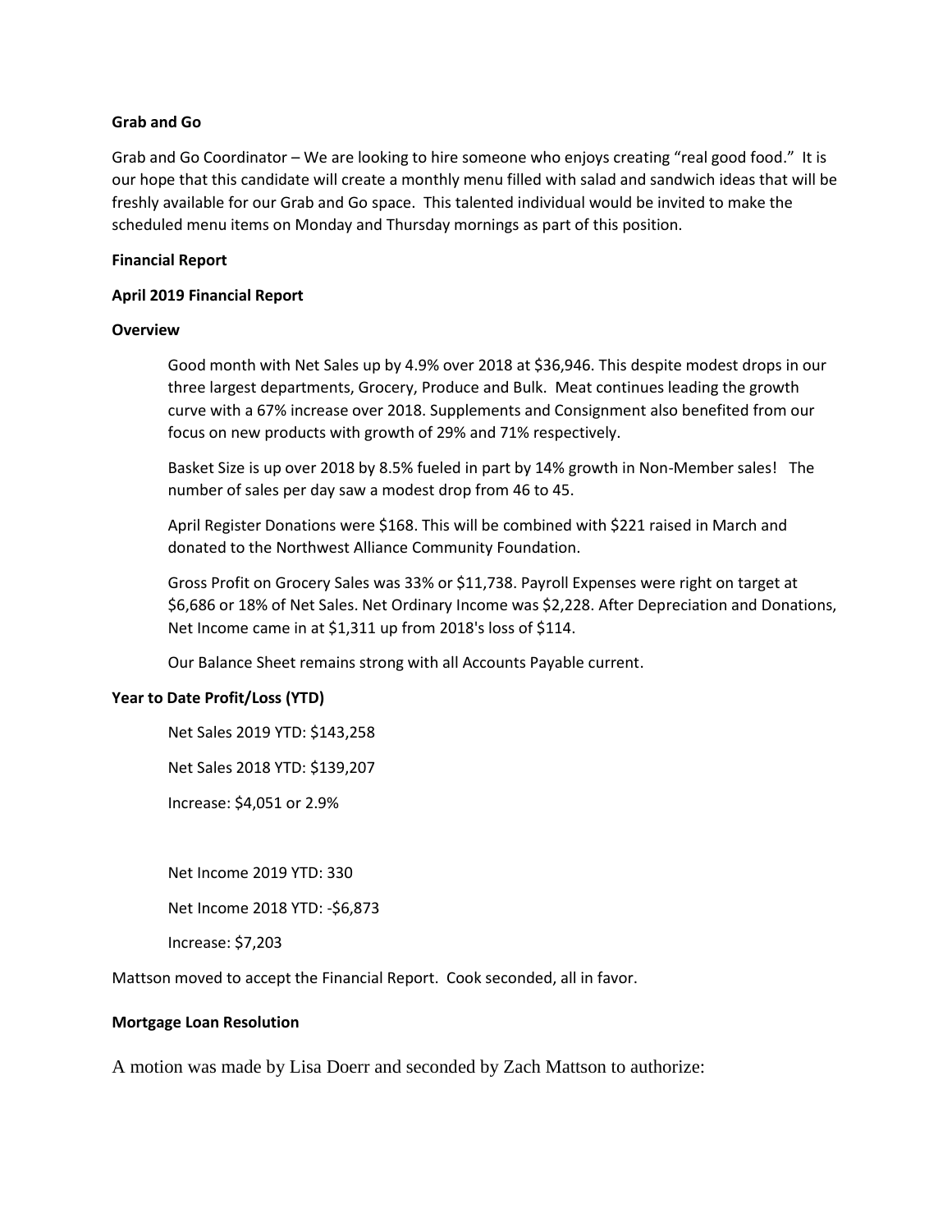**Grab and Go**

Grab and Go Coordinator – We are looking to hire someone who enjoys creating "real good food." It is our hope that this candidate will create a monthly menu filled with salad and sandwich ideas that will be freshly available for our Grab and Go space. This talented individual would be invited to make the scheduled menu items on Monday and Thursday mornings as part of this position.

**Financial Report**

**April 2019 Financial Report**

**Overview**

Good month with Net Sales up by 4.9% over 2018 at $36,946. This despite modest drops in our three largest departments, Grocery, Produce and Bulk. Meat continues leading the growth curve with a 67% increase over 2018. Supplements and Consignment also benefited from our focus on new products with growth of 29% and 71% respectively.

Basket Size is up over 2018 by 8.5% fueled in part by 14% growth in Non-Member sales! The number of sales per day saw a modest drop from 46 to 45.

April Register Donations were $168. This will be combined with $221 raised in March and donated to the Northwest Alliance Community Foundation.

Gross Profit on Grocery Sales was 33% or $11,738. Payroll Expenses were right on target at $6,686 or 18% of Net Sales. Net Ordinary Income was $2,228. After Depreciation and Donations, Net Income came in at $1,311 up from 2018's loss of $114.

Our Balance Sheet remains strong with all Accounts Payable current.

**Year to Date Profit/Loss (YTD)**

Net Sales 2019 YTD: $143,258

Net Sales 2018 YTD: $139,207

Increase: $4,051 or 2.9%

Net Income 2019 YTD: 330

Net Income 2018 YTD: -$6,873

Increase: $7,203

Mattson moved to accept the Financial Report. Cook seconded, all in favor.

**Mortgage Loan Resolution**

A motion was made by Lisa Doerr and seconded by Zach Mattson to authorize: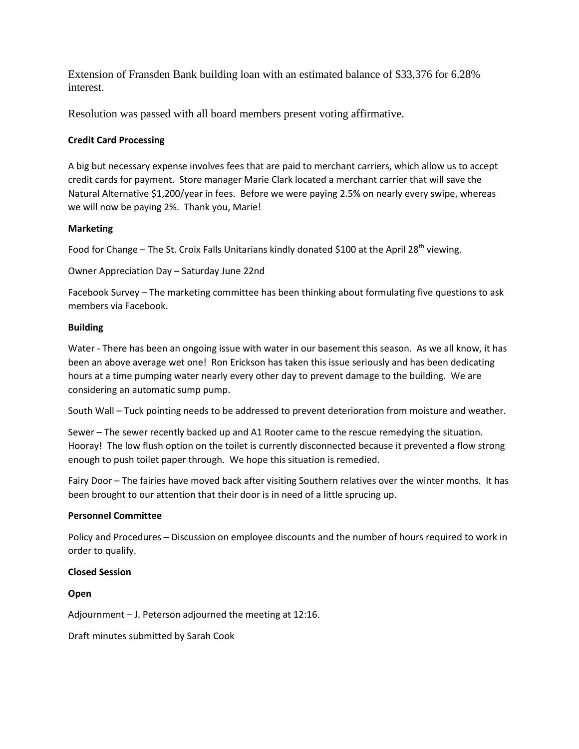Extension of Fransden Bank building loan with an estimated balance of $33,376 for 6.28% interest.

Resolution was passed with all board members present voting affirmative.

**Credit Card Processing**

A big but necessary expense involves fees that are paid to merchant carriers, which allow us to accept credit cards for payment. Store manager Marie Clark located a merchant carrier that will save the Natural Alternative $1,200/year in fees. Before we were paying 2.5% on nearly every swipe, whereas we will now be paying 2%. Thank you, Marie!

**Marketing**

Food for Change – The St. Croix Falls Unitarians kindly donated $100 at the April 28th viewing.

Owner Appreciation Day – Saturday June 22nd

Facebook Survey – The marketing committee has been thinking about formulating five questions to ask members via Facebook.

**Building**

Water - There has been an ongoing issue with water in our basement this season. As we all know, it has been an above average wet one! Ron Erickson has taken this issue seriously and has been dedicating hours at a time pumping water nearly every other day to prevent damage to the building. We are considering an automatic sump pump.

South Wall – Tuck pointing needs to be addressed to prevent deterioration from moisture and weather.

Sewer – The sewer recently backed up and A1 Rooter came to the rescue remedying the situation. Hooray! The low flush option on the toilet is currently disconnected because it prevented a flow strong enough to push toilet paper through. We hope this situation is remedied.

Fairy Door – The fairies have moved back after visiting Southern relatives over the winter months. It has been brought to our attention that their door is in need of a little sprucing up.

**Personnel Committee**

Policy and Procedures – Discussion on employee discounts and the number of hours required to work in order to qualify.

**Closed Session**

**Open**

Adjournment – J. Peterson adjourned the meeting at 12:16.

Draft minutes submitted by Sarah Cook